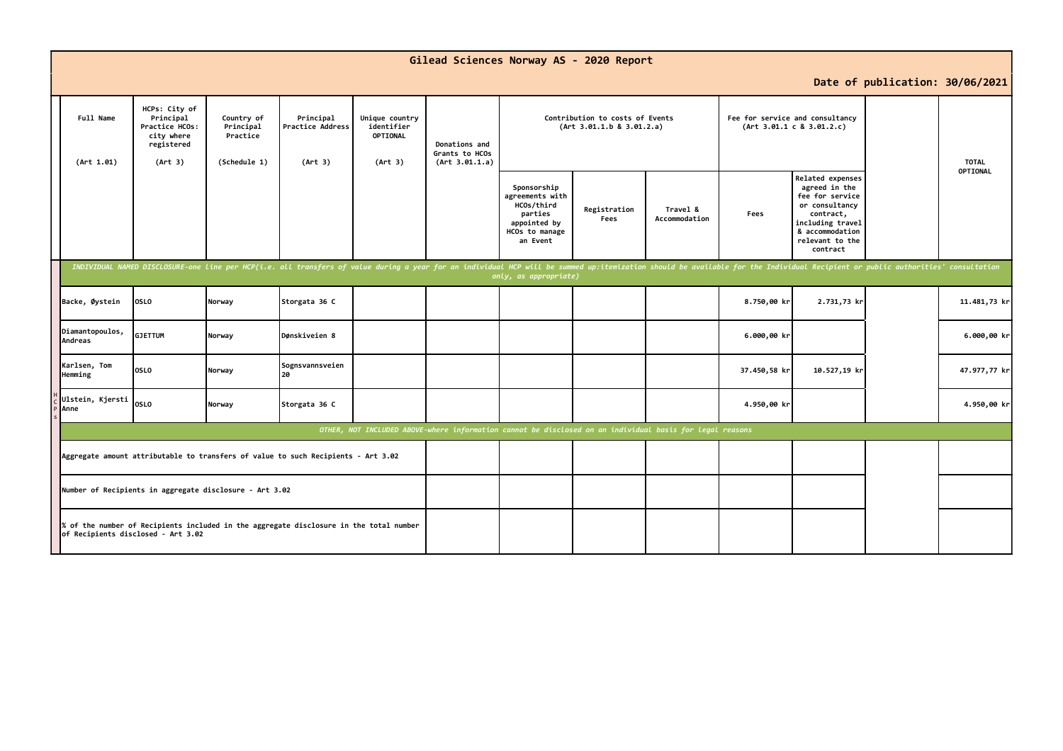# Gilead Sciences Norway AS - 2020 Report

**Date of publication: 30/06/2021**

| | Full Name (Art 1.01) | HCPs: City of Principal Practice HCOs: city where registered (Art 3) | Country of Principal Practice (Schedule 1) | Principal Practice Address (Art 3) | Unique country identifier OPTIONAL (Art 3) | Donations and Grants to HCOs (Art 3.01.1.a) | Contribution to costs of Events (Art 3.01.1.b & 3.01.2.a) | | | Fee for service and consultancy (Art 3.01.1 c & 3.01.2.c) | | | TOTAL OPTIONAL |
|---|---|---|---|---|---|---|---|---|---|---|---|---|---|
| | | | | | | | Sponsorship agreements with HCOs/third parties appointed by HCOs to manage an Event | Registration Fees | Travel & Accommodation | Fees | Related expenses agreed in the fee for service or consultancy contract, including travel & accommodation relevant to the contract | | |
| | *INDIVIDUAL NAMED DISCLOSURE-one line per HCP(i.e. all transfers of value during a year for an individual HCP will be summed up:itemization should be available for the Individual Recipient or public authorities' consultation only, as appropriate)* | | | | | | | | | | | | |
| HCPs | Backe, Øystein | OSLO | Norway | Storgata 36 C | | | | | | 8.750,00 kr | 2.731,73 kr | | 11.481,73 kr |
| | Diamantopoulos, Andreas | GJETTUM | Norway | Dønskiveien 8 | | | | | | 6.000,00 kr | | | 6.000,00 kr |
| | Karlsen, Tom Hemming | OSLO | Norway | Sognsvannsveien 20 | | | | | | 37.450,58 kr | 10.527,19 kr | | 47.977,77 kr |
| | Ulstein, Kjersti Anne | OSLO | Norway | Storgata 36 C | | | | | | 4.950,00 kr | | | 4.950,00 kr |
| | *OTHER, NOT INCLUDED ABOVE-where information cannot be disclosed on an individual basis for legal reasons* | | | | | | | | | | | | |
| | Aggregate amount attributable to transfers of value to such Recipients - Art 3.02 | | | | | | | | | | | | |
| | Number of Recipients in aggregate disclosure - Art 3.02 | | | | | | | | | | | | |
| | % of the number of Recipients included in the aggregate disclosure in the total number of Recipients disclosed - Art 3.02 | | | | | | | | | | | | |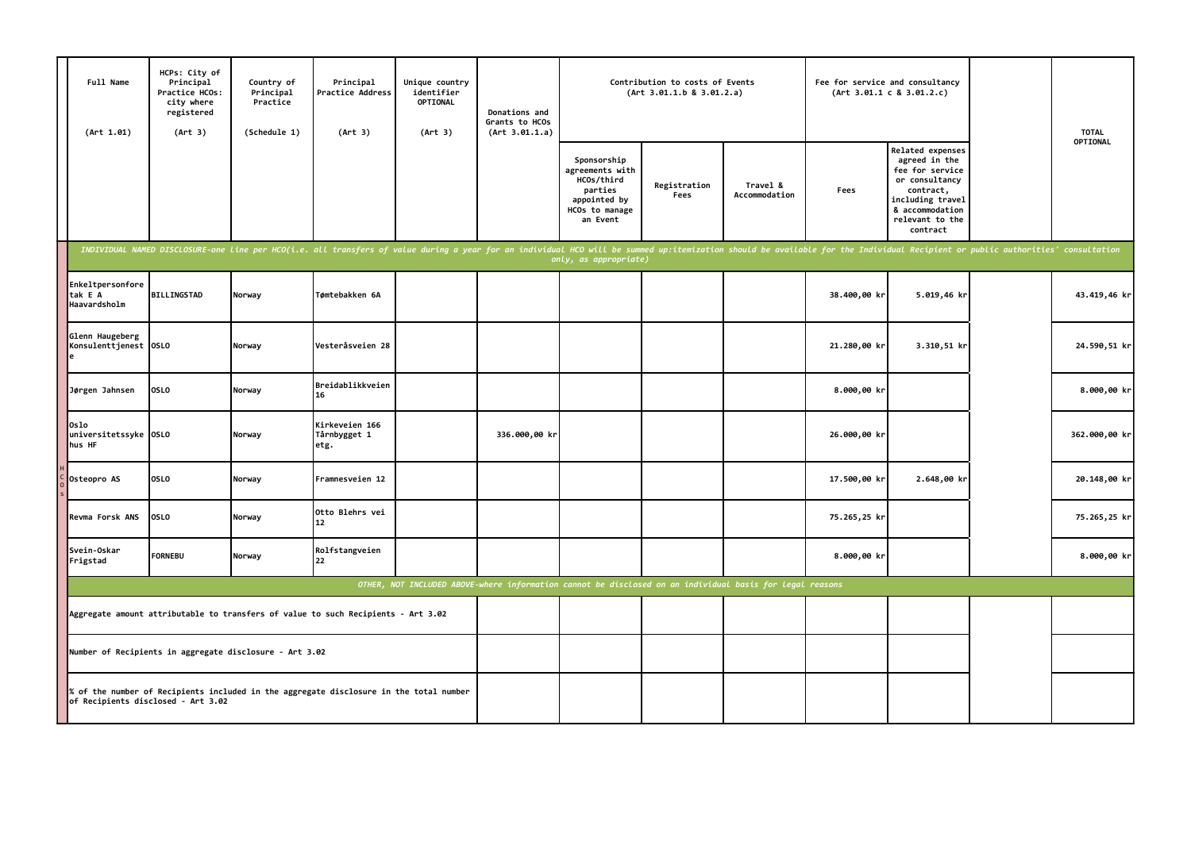| Full Name (Art 1.01) | HCPs: City of Principal Practice HCOs: city where registered (Art 3) | Country of Principal Practice (Schedule 1) | Principal Practice Address (Art 3) | Unique country identifier OPTIONAL (Art 3) | Donations and Grants to HCOs (Art 3.01.1.a) | Contribution to costs of Events (Art 3.01.1.b & 3.01.2.a) | | | Fee for service and consultancy (Art 3.01.1 c & 3.01.2.c) | | | TOTAL OPTIONAL |
|---|---|---|---|---|---|---|---|---|---|---|---|---|
| | | | | | | Sponsorship agreements with HCOs/third parties appointed by HCOs to manage an Event | Registration Fees | Travel & Accommodation | Fees | Related expenses agreed in the fee for service or consultancy contract, including travel & accommodation relevant to the contract | | |
| *INDIVIDUAL NAMED DISCLOSURE-one line per HCO(i.e. all transfers of value during a year for an individual HCO will be summed up:itemization should be available for the Individual Recipient or public authorities' consultation only, as appropriate)* | | | | | | | | | | | | |
| Enkeltpersonforetak E A Haavardsholm | BILLINGSTAD | Norway | Tømtebakken 6A | | | | | | 38.400,00 kr | 5.019,46 kr | | 43.419,46 kr |
| Glenn Haugeberg Konsulenttjeneste | OSLO | Norway | Vesteråsveien 28 | | | | | | 21.280,00 kr | 3.310,51 kr | | 24.590,51 kr |
| Jørgen Jahnsen | OSLO | Norway | Breidablikkveien 16 | | | | | | 8.000,00 kr | | | 8.000,00 kr |
| Oslo universitetssykehus HF | OSLO | Norway | Kirkeveien 166 Tårnbygget 1 etg. | | 336.000,00 kr | | | | 26.000,00 kr | | | 362.000,00 kr |
| Osteopro AS | OSLO | Norway | Framnesveien 12 | | | | | | 17.500,00 kr | 2.648,00 kr | | 20.148,00 kr |
| Revma Forsk ANS | OSLO | Norway | Otto Blehrs vei 12 | | | | | | 75.265,25 kr | | | 75.265,25 kr |
| Svein-Oskar Frigstad | FORNEBU | Norway | Rolfstangveien 22 | | | | | | 8.000,00 kr | | | 8.000,00 kr |
| *OTHER, NOT INCLUDED ABOVE-where information cannot be disclosed on an individual basis for legal reasons* | | | | | | | | | | | | |
| Aggregate amount attributable to transfers of value to such Recipients - Art 3.02 | | | | | | | | | | | | |
| Number of Recipients in aggregate disclosure - Art 3.02 | | | | | | | | | | | | |
| % of the number of Recipients included in the aggregate disclosure in the total number of Recipients disclosed - Art 3.02 | | | | | | | | | | | | |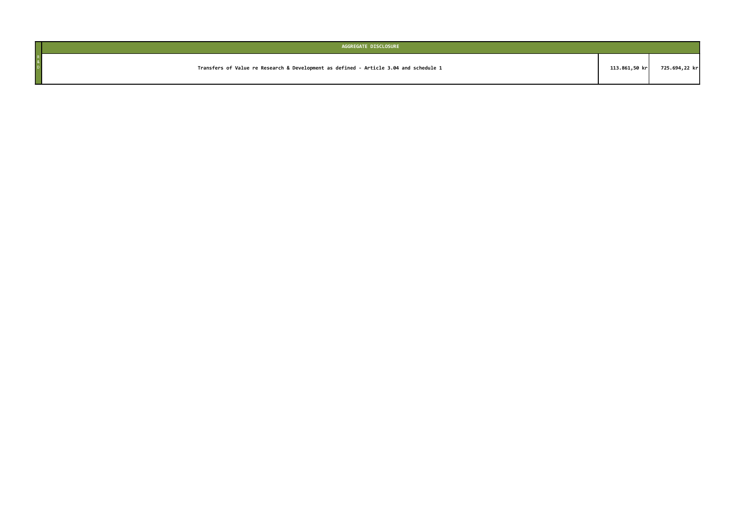| | | | |
|---|---|---|---|
| | AGGREGATE DISCLOSURE | | |
| R & D | Transfers of Value re Research & Development as defined - Article 3.04 and schedule 1 | 113.861,50 kr | 725.694,22 kr |